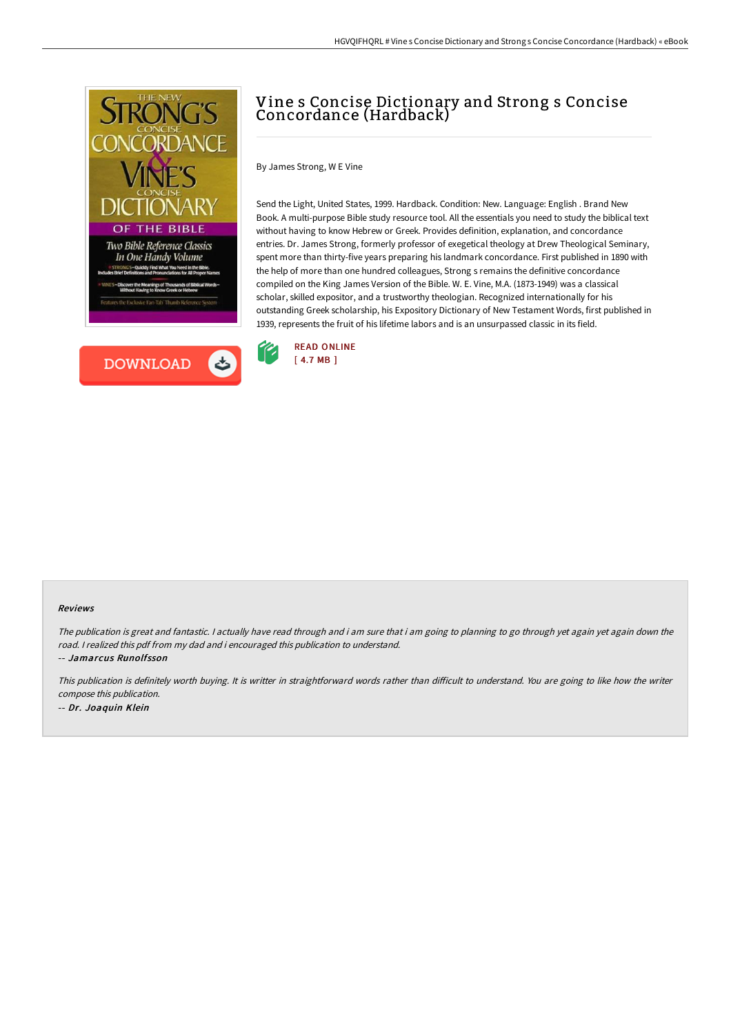# Vine s Concise Dictionary and Strong s Concise Concordance (Hardback)

By James Strong, W E Vine

Send the Light, United States, 1999. Hardback. Condition: New. Language: English . Brand New Book. A multi-purpose Bible study resource tool. All the essentials you need to study the biblical text without having to know Hebrew or Greek. Provides definition, explanation, and concordance entries. Dr. James Strong, formerly professor of exegetical theology at Drew Theological Seminary, spent more than thirty-five years preparing his landmark concordance. First published in 1890 with the help of more than one hundred colleagues, Strong s remains the definitive concordance compiled on the King James Version of the Bible. W. E. Vine, M.A. (1873-1949) was a classical scholar, skilled expositor, and a trustworthy theologian. Recognized internationally for his outstanding Greek scholarship, his Expository Dictionary of New Testament Words, first published in 1939, represents the fruit of his lifetime labors and is an unsurpassed classic in its field.

DOWNLOAD

READ ONLINE
[ 4.7 MB ]

### Reviews

*The publication is great and fantastic. I actually have read through and i am sure that i am going to planning to go through yet again yet again down the road. I realized this pdf from my dad and i encouraged this publication to understand.*

-- ***Jamarcus Runolfsson***

*This publication is definitely worth buying. It is writter in straightforward words rather than difficult to understand. You are going to like how the writer compose this publication.*

-- ***Dr. Joaquin Klein***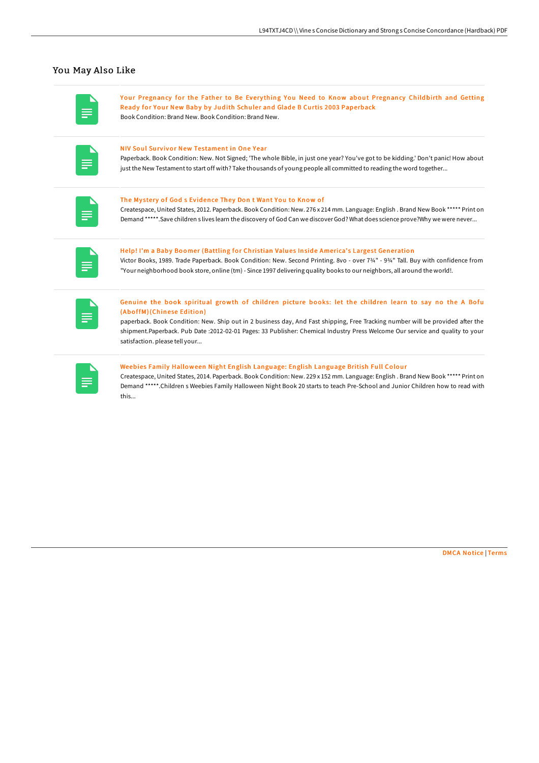## You May Also Like

**Your Pregnancy for the Father to Be Everything You Need to Know about Pregnancy Childbirth and Getting Ready for Your New Baby by Judith Schuler and Glade B Curtis 2003 Paperback**
Book Condition: Brand New. Book Condition: Brand New.

**NIV Soul Survivor New Testament in One Year**
Paperback. Book Condition: New. Not Signed; 'The whole Bible, in just one year? You've got to be kidding.' Don't panic! How about just the New Testament to start off with? Take thousands of young people all committed to reading the word together...

**The Mystery of God s Evidence They Don t Want You to Know of**
Createspace, United States, 2012. Paperback. Book Condition: New. 276 x 214 mm. Language: English . Brand New Book ***** Print on Demand *****.Save children s lives learn the discovery of God Can we discover God? What does science prove?Why we were never...

**Help! I'm a Baby Boomer (Battling for Christian Values Inside America's Largest Generation**
Victor Books, 1989. Trade Paperback. Book Condition: New. Second Printing. 8vo - over 7¾" - 9¾" Tall. Buy with confidence from "Your neighborhood book store, online (tm) - Since 1997 delivering quality books to our neighbors, all around the world!.

**Genuine the book spiritual growth of children picture books: let the children learn to say no the A Bofu (AboffM)(Chinese Edition)**
paperback. Book Condition: New. Ship out in 2 business day, And Fast shipping, Free Tracking number will be provided after the shipment.Paperback. Pub Date :2012-02-01 Pages: 33 Publisher: Chemical Industry Press Welcome Our service and quality to your satisfaction. please tell your...

**Weebies Family Halloween Night English Language: English Language British Full Colour**
Createspace, United States, 2014. Paperback. Book Condition: New. 229 x 152 mm. Language: English . Brand New Book ***** Print on Demand *****.Children s Weebies Family Halloween Night Book 20 starts to teach Pre-School and Junior Children how to read with this...